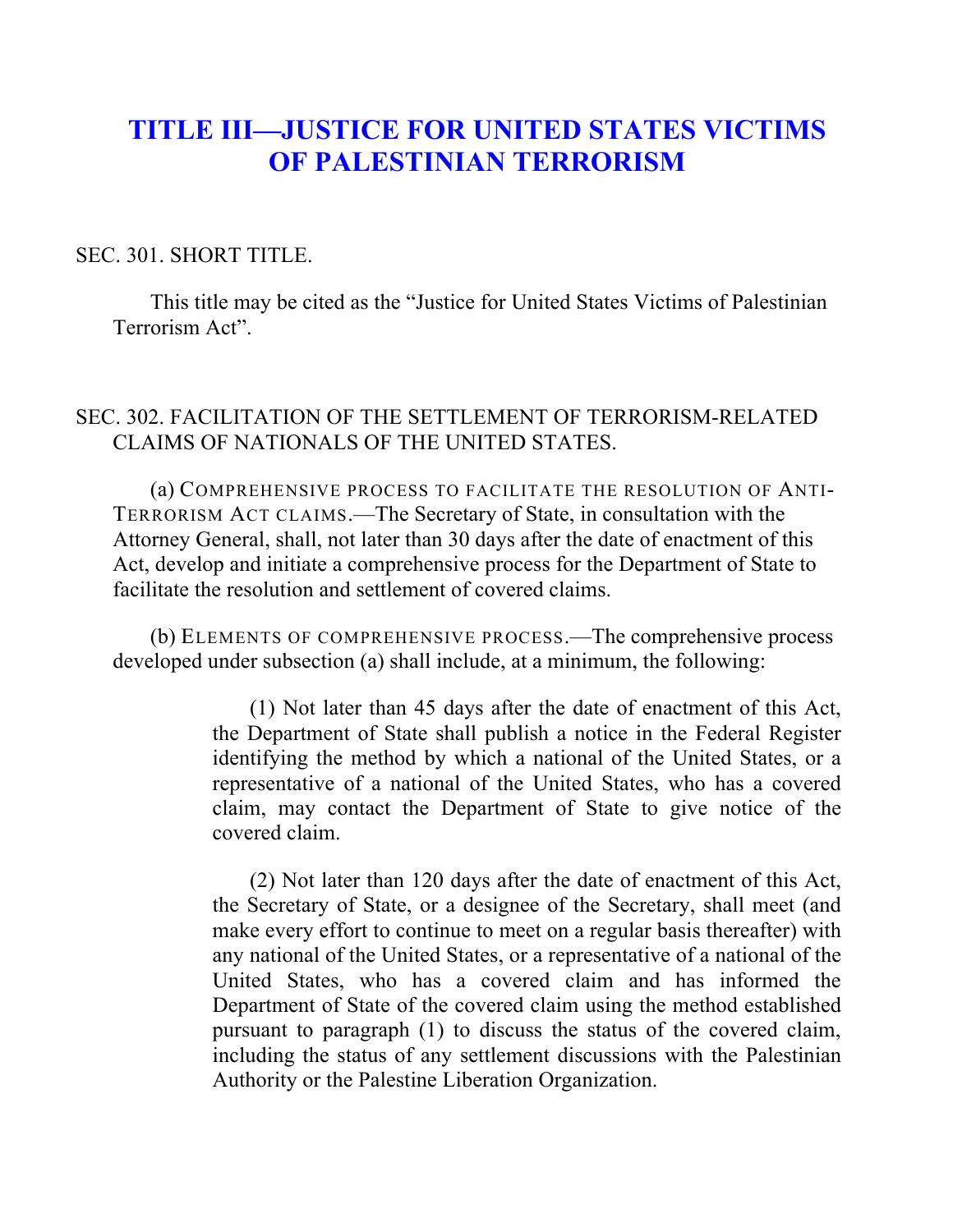# TITLE III—JUSTICE FOR UNITED STATES VICTIMS OF PALESTINIAN TERRORISM

SEC. 301. SHORT TITLE.

This title may be cited as the "Justice for United States Victims of Palestinian Terrorism Act".

SEC. 302. FACILITATION OF THE SETTLEMENT OF TERRORISM-RELATED CLAIMS OF NATIONALS OF THE UNITED STATES.

(a) COMPREHENSIVE PROCESS TO FACILITATE THE RESOLUTION OF ANTI-TERRORISM ACT CLAIMS.—The Secretary of State, in consultation with the Attorney General, shall, not later than 30 days after the date of enactment of this Act, develop and initiate a comprehensive process for the Department of State to facilitate the resolution and settlement of covered claims.

(b) ELEMENTS OF COMPREHENSIVE PROCESS.—The comprehensive process developed under subsection (a) shall include, at a minimum, the following:

(1) Not later than 45 days after the date of enactment of this Act, the Department of State shall publish a notice in the Federal Register identifying the method by which a national of the United States, or a representative of a national of the United States, who has a covered claim, may contact the Department of State to give notice of the covered claim.

(2) Not later than 120 days after the date of enactment of this Act, the Secretary of State, or a designee of the Secretary, shall meet (and make every effort to continue to meet on a regular basis thereafter) with any national of the United States, or a representative of a national of the United States, who has a covered claim and has informed the Department of State of the covered claim using the method established pursuant to paragraph (1) to discuss the status of the covered claim, including the status of any settlement discussions with the Palestinian Authority or the Palestine Liberation Organization.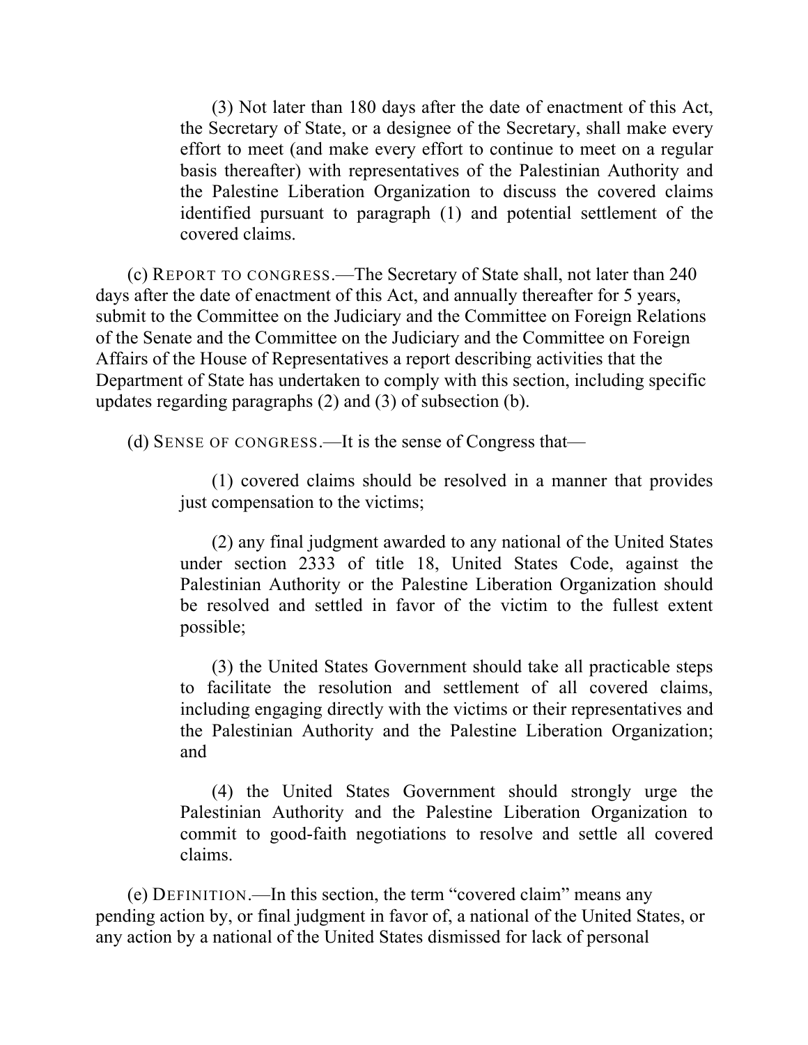(3) Not later than 180 days after the date of enactment of this Act, the Secretary of State, or a designee of the Secretary, shall make every effort to meet (and make every effort to continue to meet on a regular basis thereafter) with representatives of the Palestinian Authority and the Palestine Liberation Organization to discuss the covered claims identified pursuant to paragraph (1) and potential settlement of the covered claims.

(c) REPORT TO CONGRESS.—The Secretary of State shall, not later than 240 days after the date of enactment of this Act, and annually thereafter for 5 years, submit to the Committee on the Judiciary and the Committee on Foreign Relations of the Senate and the Committee on the Judiciary and the Committee on Foreign Affairs of the House of Representatives a report describing activities that the Department of State has undertaken to comply with this section, including specific updates regarding paragraphs (2) and (3) of subsection (b).

(d) SENSE OF CONGRESS.—It is the sense of Congress that—

(1) covered claims should be resolved in a manner that provides just compensation to the victims;

(2) any final judgment awarded to any national of the United States under section 2333 of title 18, United States Code, against the Palestinian Authority or the Palestine Liberation Organization should be resolved and settled in favor of the victim to the fullest extent possible;

(3) the United States Government should take all practicable steps to facilitate the resolution and settlement of all covered claims, including engaging directly with the victims or their representatives and the Palestinian Authority and the Palestine Liberation Organization; and

(4) the United States Government should strongly urge the Palestinian Authority and the Palestine Liberation Organization to commit to good-faith negotiations to resolve and settle all covered claims.

(e) DEFINITION.—In this section, the term "covered claim" means any pending action by, or final judgment in favor of, a national of the United States, or any action by a national of the United States dismissed for lack of personal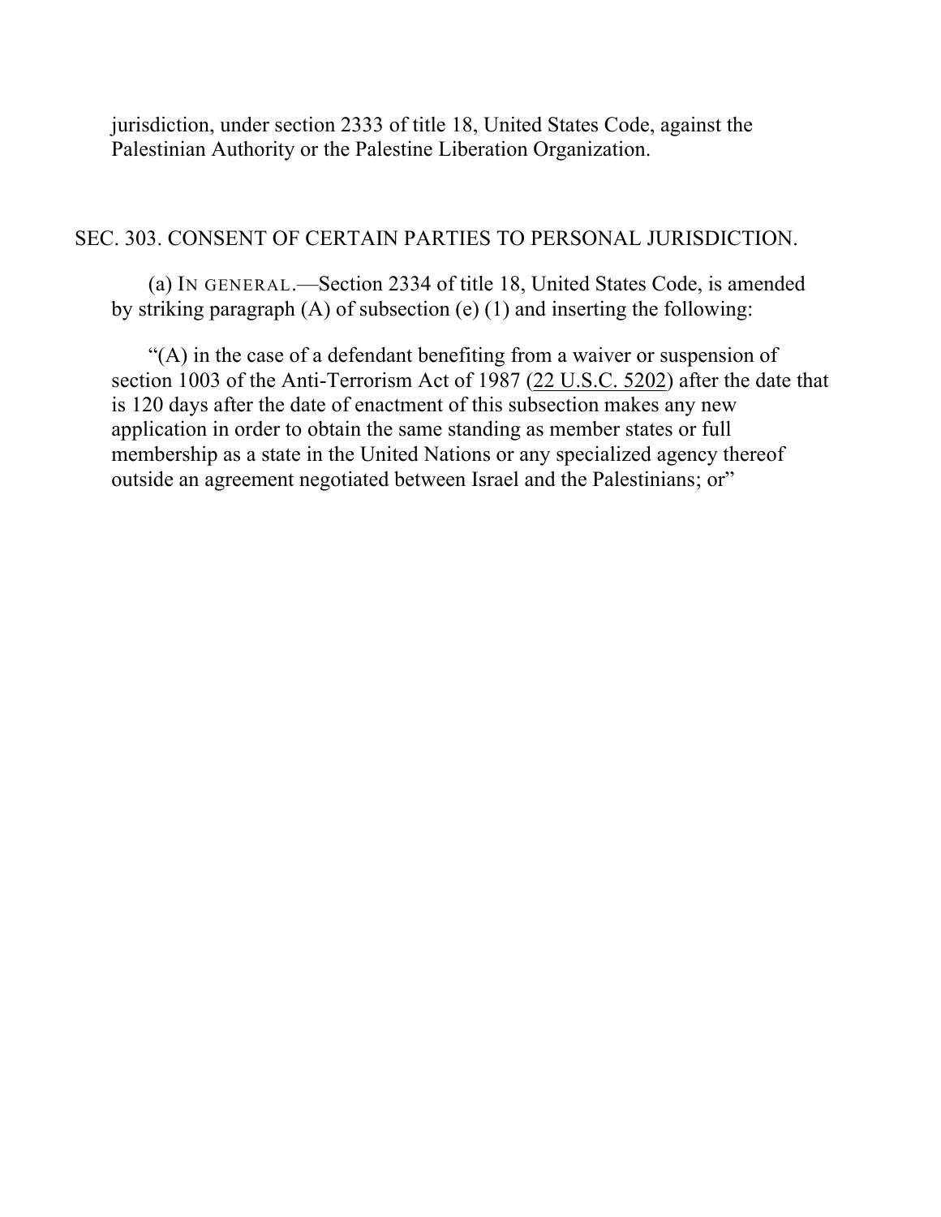jurisdiction, under section 2333 of title 18, United States Code, against the Palestinian Authority or the Palestine Liberation Organization.

SEC. 303. CONSENT OF CERTAIN PARTIES TO PERSONAL JURISDICTION.

(a) IN GENERAL.—Section 2334 of title 18, United States Code, is amended by striking paragraph (A) of subsection (e) (1) and inserting the following:

"(A) in the case of a defendant benefiting from a waiver or suspension of section 1003 of the Anti-Terrorism Act of 1987 (22 U.S.C. 5202) after the date that is 120 days after the date of enactment of this subsection makes any new application in order to obtain the same standing as member states or full membership as a state in the United Nations or any specialized agency thereof outside an agreement negotiated between Israel and the Palestinians; or"